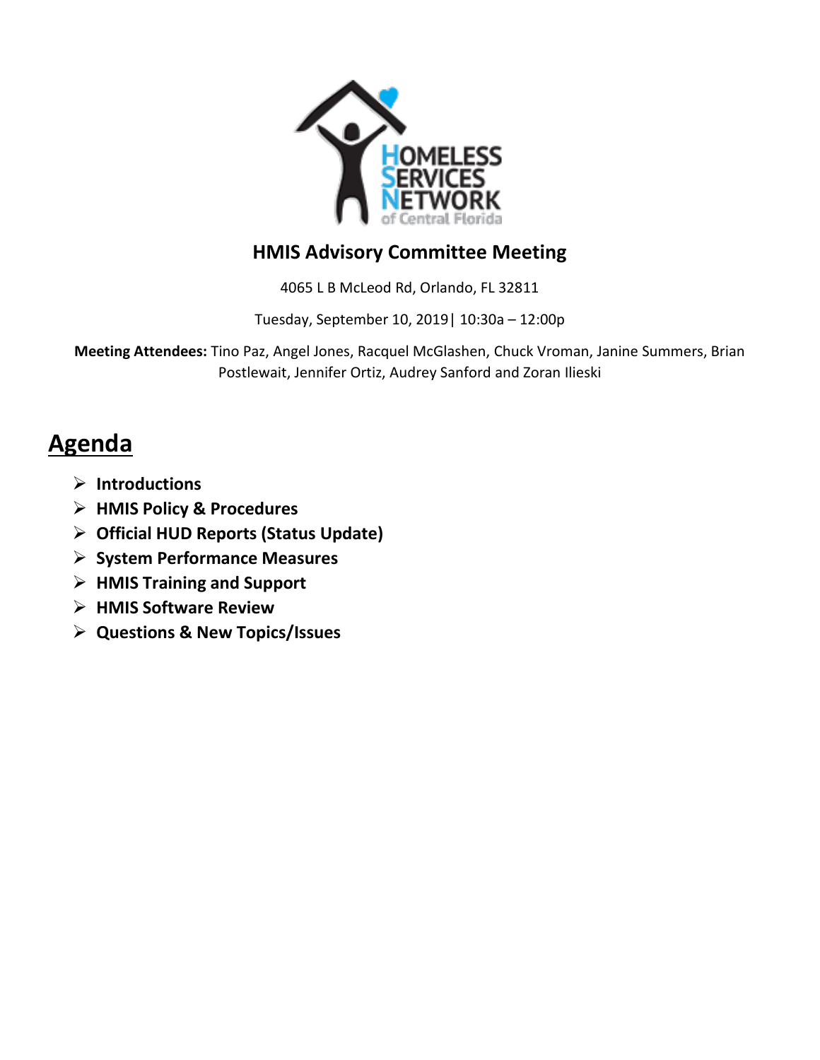HOMELESS SERVICES NETWORK of Central Florida

# HMIS Advisory Committee Meeting

4065 L B McLeod Rd, Orlando, FL 32811

Tuesday, September 10, 2019| 10:30a – 12:00p

**Meeting Attendees:** Tino Paz, Angel Jones, Racquel McGlashen, Chuck Vroman, Janine Summers, Brian Postlewait, Jennifer Ortiz, Audrey Sanford and Zoran Ilieski

## Agenda

- **Introductions**
- **HMIS Policy & Procedures**
- **Official HUD Reports (Status Update)**
- **System Performance Measures**
- **HMIS Training and Support**
- **HMIS Software Review**
- **Questions & New Topics/Issues**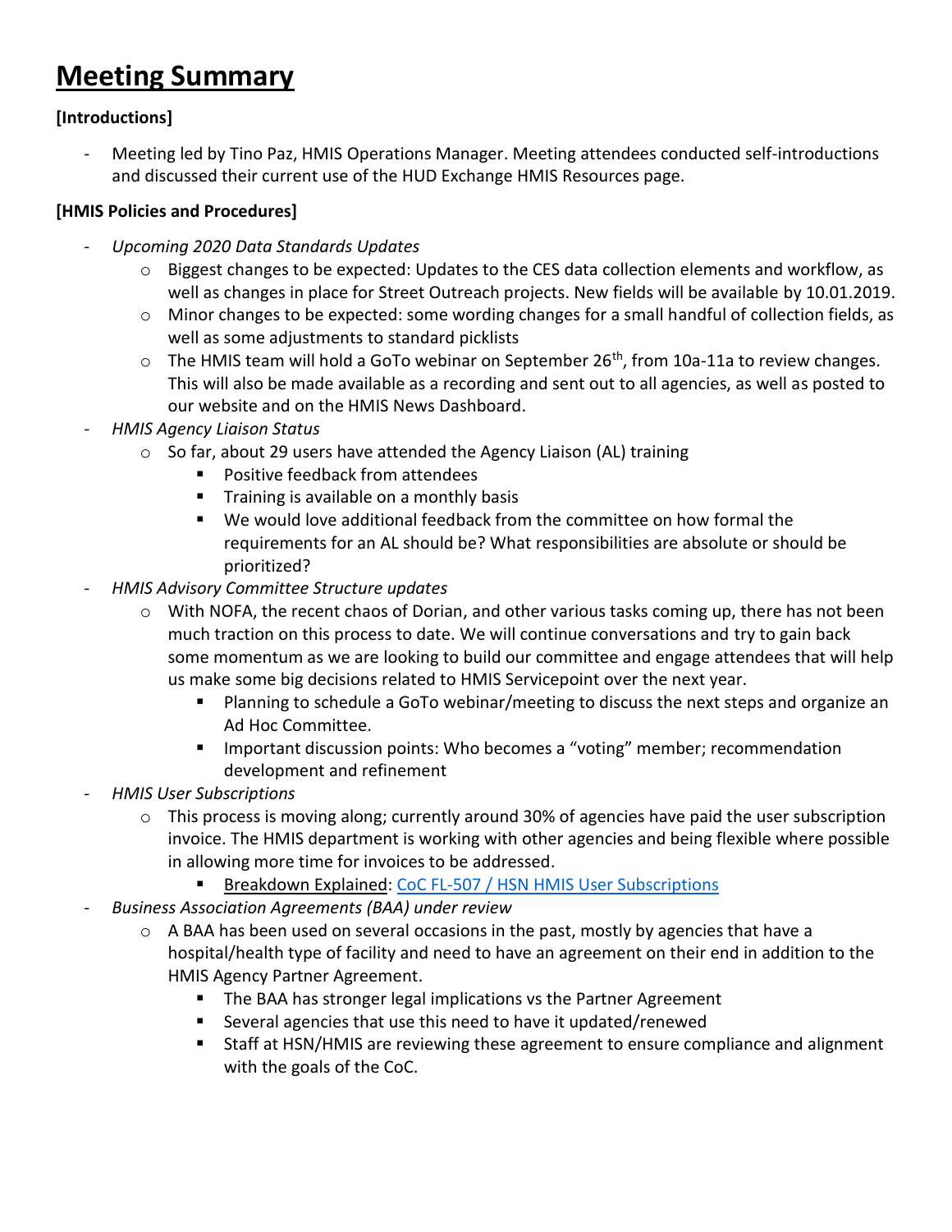# Meeting Summary

**[Introductions]**

- Meeting led by Tino Paz, HMIS Operations Manager. Meeting attendees conducted self-introductions and discussed their current use of the HUD Exchange HMIS Resources page.

**[HMIS Policies and Procedures]**

- *Upcoming 2020 Data Standards Updates*
    - Biggest changes to be expected: Updates to the CES data collection elements and workflow, as well as changes in place for Street Outreach projects. New fields will be available by 10.01.2019.
    - Minor changes to be expected: some wording changes for a small handful of collection fields, as well as some adjustments to standard picklists
    - The HMIS team will hold a GoTo webinar on September 26th, from 10a-11a to review changes. This will also be made available as a recording and sent out to all agencies, as well as posted to our website and on the HMIS News Dashboard.
- *HMIS Agency Liaison Status*
    - So far, about 29 users have attended the Agency Liaison (AL) training
        - Positive feedback from attendees
        - Training is available on a monthly basis
        - We would love additional feedback from the committee on how formal the requirements for an AL should be? What responsibilities are absolute or should be prioritized?
- *HMIS Advisory Committee Structure updates*
    - With NOFA, the recent chaos of Dorian, and other various tasks coming up, there has not been much traction on this process to date. We will continue conversations and try to gain back some momentum as we are looking to build our committee and engage attendees that will help us make some big decisions related to HMIS Servicepoint over the next year.
        - Planning to schedule a GoTo webinar/meeting to discuss the next steps and organize an Ad Hoc Committee.
        - Important discussion points: Who becomes a "voting" member; recommendation development and refinement
- *HMIS User Subscriptions*
    - This process is moving along; currently around 30% of agencies have paid the user subscription invoice. The HMIS department is working with other agencies and being flexible where possible in allowing more time for invoices to be addressed.
        - Breakdown Explained: CoC FL-507 / HSN HMIS User Subscriptions
- *Business Association Agreements (BAA) under review*
    - A BAA has been used on several occasions in the past, mostly by agencies that have a hospital/health type of facility and need to have an agreement on their end in addition to the HMIS Agency Partner Agreement.
        - The BAA has stronger legal implications vs the Partner Agreement
        - Several agencies that use this need to have it updated/renewed
        - Staff at HSN/HMIS are reviewing these agreement to ensure compliance and alignment with the goals of the CoC.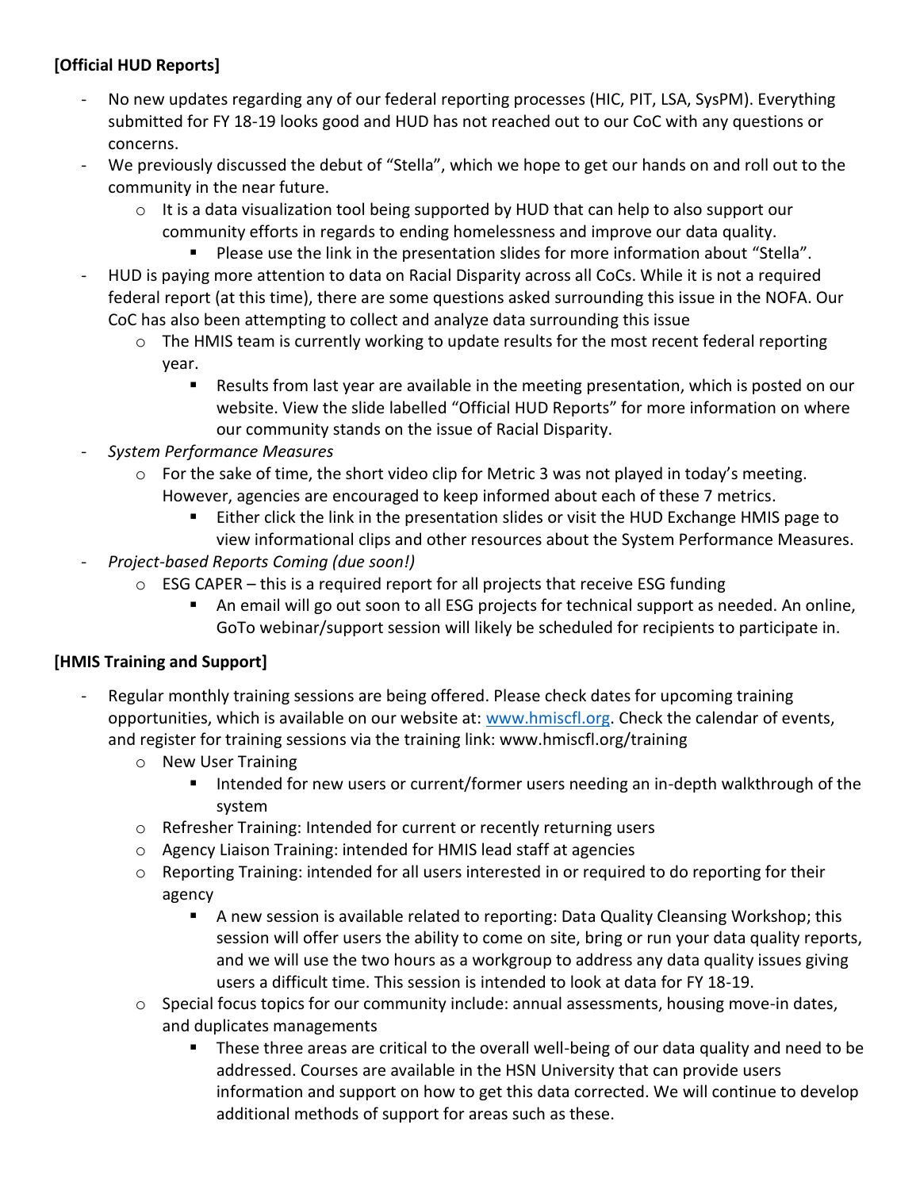**[Official HUD Reports]**

- No new updates regarding any of our federal reporting processes (HIC, PIT, LSA, SysPM). Everything submitted for FY 18-19 looks good and HUD has not reached out to our CoC with any questions or concerns.
- We previously discussed the debut of "Stella", which we hope to get our hands on and roll out to the community in the near future.
    - It is a data visualization tool being supported by HUD that can help to also support our community efforts in regards to ending homelessness and improve our data quality.
        - Please use the link in the presentation slides for more information about "Stella".
- HUD is paying more attention to data on Racial Disparity across all CoCs. While it is not a required federal report (at this time), there are some questions asked surrounding this issue in the NOFA. Our CoC has also been attempting to collect and analyze data surrounding this issue
    - The HMIS team is currently working to update results for the most recent federal reporting year.
        - Results from last year are available in the meeting presentation, which is posted on our website. View the slide labelled "Official HUD Reports" for more information on where our community stands on the issue of Racial Disparity.
- *System Performance Measures*
    - For the sake of time, the short video clip for Metric 3 was not played in today's meeting. However, agencies are encouraged to keep informed about each of these 7 metrics.
        - Either click the link in the presentation slides or visit the HUD Exchange HMIS page to view informational clips and other resources about the System Performance Measures.
- *Project-based Reports Coming (due soon!)*
    - ESG CAPER – this is a required report for all projects that receive ESG funding
        - An email will go out soon to all ESG projects for technical support as needed. An online, GoTo webinar/support session will likely be scheduled for recipients to participate in.

**[HMIS Training and Support]**

- Regular monthly training sessions are being offered. Please check dates for upcoming training opportunities, which is available on our website at: [www.hmiscfl.org](www.hmiscfl.org). Check the calendar of events, and register for training sessions via the training link: www.hmiscfl.org/training
    - New User Training
        - Intended for new users or current/former users needing an in-depth walkthrough of the system
    - Refresher Training: Intended for current or recently returning users
    - Agency Liaison Training: intended for HMIS lead staff at agencies
    - Reporting Training: intended for all users interested in or required to do reporting for their agency
        - A new session is available related to reporting: Data Quality Cleansing Workshop; this session will offer users the ability to come on site, bring or run your data quality reports, and we will use the two hours as a workgroup to address any data quality issues giving users a difficult time. This session is intended to look at data for FY 18-19.
    - Special focus topics for our community include: annual assessments, housing move-in dates, and duplicates managements
        - These three areas are critical to the overall well-being of our data quality and need to be addressed. Courses are available in the HSN University that can provide users information and support on how to get this data corrected. We will continue to develop additional methods of support for areas such as these.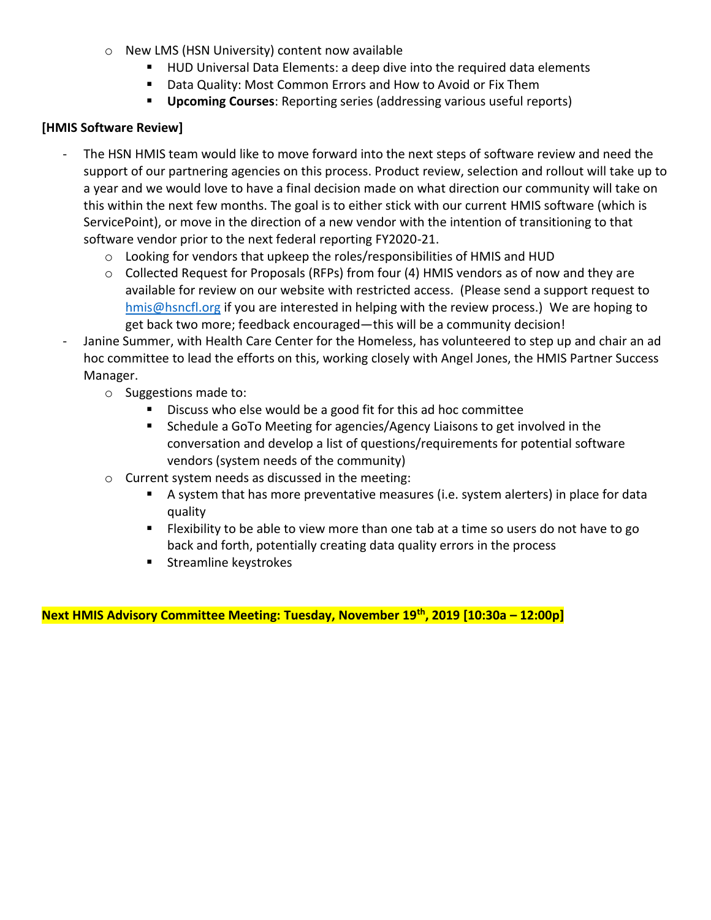- New LMS (HSN University) content now available
  - HUD Universal Data Elements: a deep dive into the required data elements
  - Data Quality: Most Common Errors and How to Avoid or Fix Them
  - **Upcoming Courses**: Reporting series (addressing various useful reports)

**[HMIS Software Review]**

- The HSN HMIS team would like to move forward into the next steps of software review and need the support of our partnering agencies on this process. Product review, selection and rollout will take up to a year and we would love to have a final decision made on what direction our community will take on this within the next few months. The goal is to either stick with our current HMIS software (which is ServicePoint), or move in the direction of a new vendor with the intention of transitioning to that software vendor prior to the next federal reporting FY2020-21.
  - Looking for vendors that upkeep the roles/responsibilities of HMIS and HUD
  - Collected Request for Proposals (RFPs) from four (4) HMIS vendors as of now and they are available for review on our website with restricted access. (Please send a support request to hmis@hsncfl.org if you are interested in helping with the review process.) We are hoping to get back two more; feedback encouraged—this will be a community decision!
- Janine Summer, with Health Care Center for the Homeless, has volunteered to step up and chair an ad hoc committee to lead the efforts on this, working closely with Angel Jones, the HMIS Partner Success Manager.
  - Suggestions made to:
    - Discuss who else would be a good fit for this ad hoc committee
    - Schedule a GoTo Meeting for agencies/Agency Liaisons to get involved in the conversation and develop a list of questions/requirements for potential software vendors (system needs of the community)
  - Current system needs as discussed in the meeting:
    - A system that has more preventative measures (i.e. system alerters) in place for data quality
    - Flexibility to be able to view more than one tab at a time so users do not have to go back and forth, potentially creating data quality errors in the process
    - Streamline keystrokes

**Next HMIS Advisory Committee Meeting: Tuesday, November 19th, 2019 [10:30a – 12:00p]**